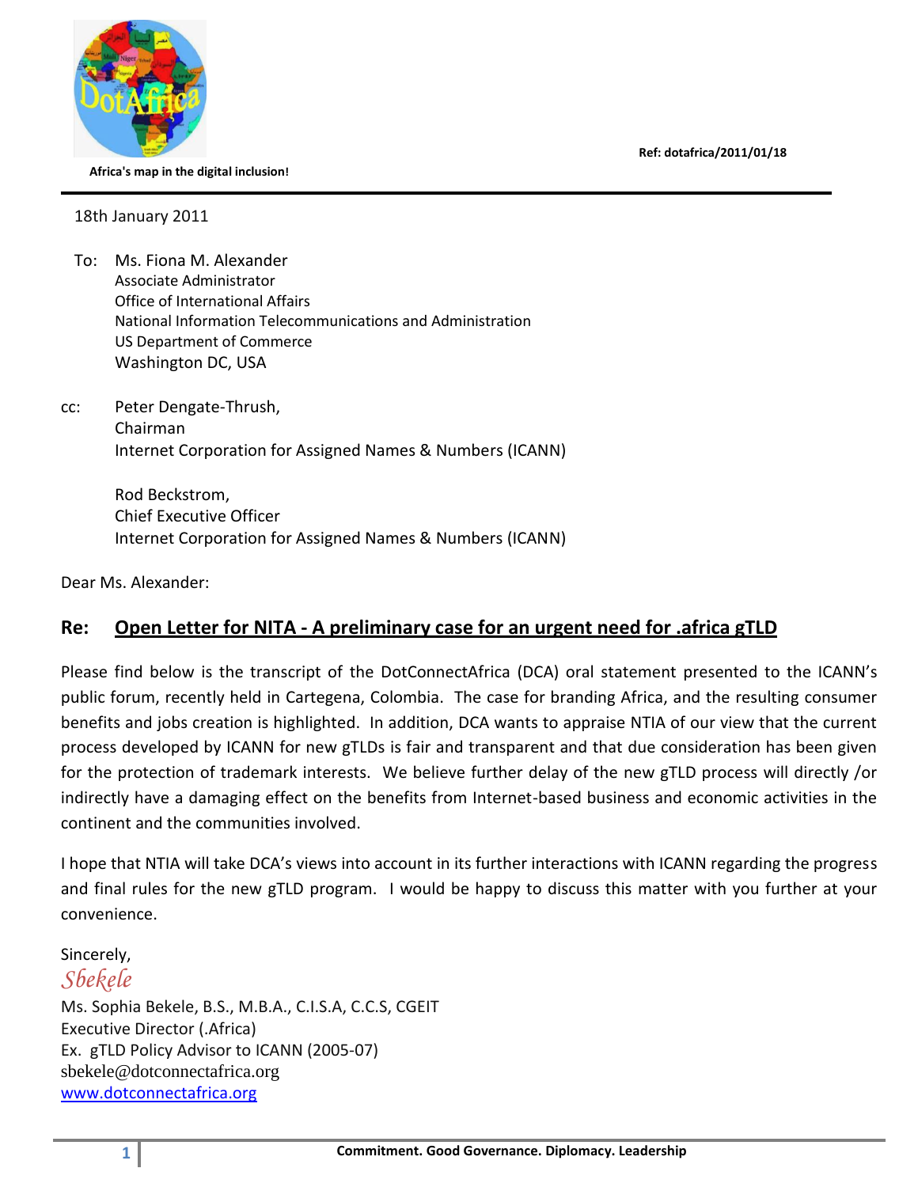Africa's map in the digital inclusion!

**Ref: dotafrica/2011/01/18**

18th January 2011

To: Ms. Fiona M. Alexander
Associate Administrator
Office of International Affairs
National Information Telecommunications and Administration
US Department of Commerce
Washington DC, USA

cc: Peter Dengate-Thrush,
Chairman
Internet Corporation for Assigned Names & Numbers (ICANN)

Rod Beckstrom,
Chief Executive Officer
Internet Corporation for Assigned Names & Numbers (ICANN)

Dear Ms. Alexander:

## Re: Open Letter for NITA - A preliminary case for an urgent need for .africa gTLD

Please find below is the transcript of the DotConnectAfrica (DCA) oral statement presented to the ICANN's public forum, recently held in Cartegena, Colombia. The case for branding Africa, and the resulting consumer benefits and jobs creation is highlighted. In addition, DCA wants to appraise NTIA of our view that the current process developed by ICANN for new gTLDs is fair and transparent and that due consideration has been given for the protection of trademark interests. We believe further delay of the new gTLD process will directly /or indirectly have a damaging effect on the benefits from Internet-based business and economic activities in the continent and the communities involved.

I hope that NTIA will take DCA's views into account in its further interactions with ICANN regarding the progress and final rules for the new gTLD program. I would be happy to discuss this matter with you further at your convenience.

Sincerely,
*Sbekele*
Ms. Sophia Bekele, B.S., M.B.A., C.I.S.A, C.C.S, CGEIT
Executive Director (.Africa)
Ex. gTLD Policy Advisor to ICANN (2005-07)
sbekele@dotconnectafrica.org
www.dotconnectafrica.org

**Commitment. Good Governance. Diplomacy. Leadership**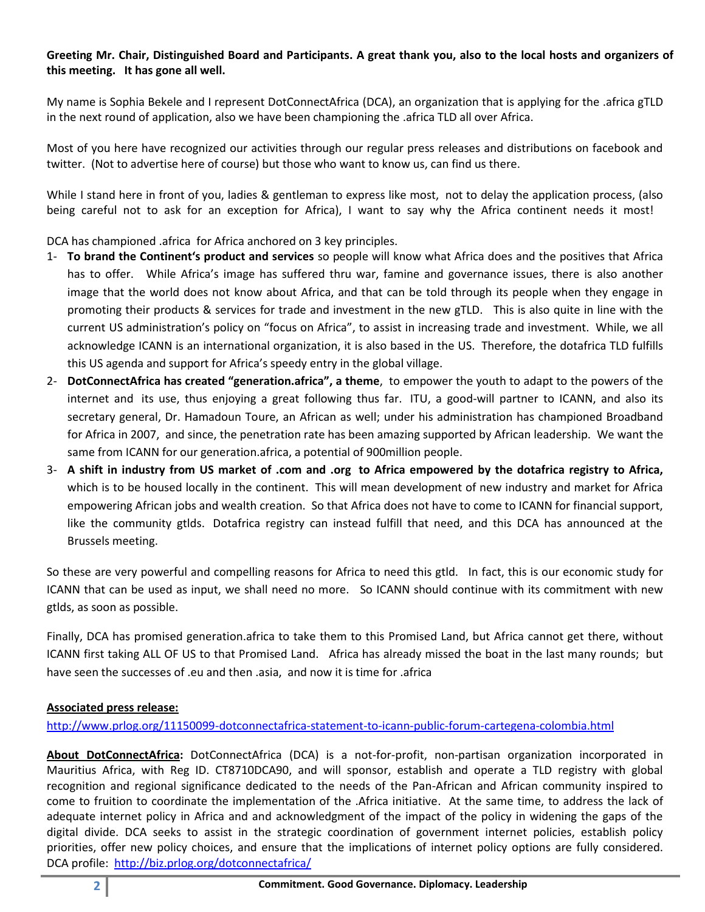**Greeting Mr. Chair, Distinguished Board and Participants. A great thank you, also to the local hosts and organizers of this meeting. It has gone all well.**

My name is Sophia Bekele and I represent DotConnectAfrica (DCA), an organization that is applying for the .africa gTLD in the next round of application, also we have been championing the .africa TLD all over Africa.

Most of you here have recognized our activities through our regular press releases and distributions on facebook and twitter. (Not to advertise here of course) but those who want to know us, can find us there.

While I stand here in front of you, ladies & gentleman to express like most, not to delay the application process, (also being careful not to ask for an exception for Africa), I want to say why the Africa continent needs it most!

DCA has championed .africa for Africa anchored on 3 key principles.

1- **To brand the Continent's product and services** so people will know what Africa does and the positives that Africa has to offer. While Africa's image has suffered thru war, famine and governance issues, there is also another image that the world does not know about Africa, and that can be told through its people when they engage in promoting their products & services for trade and investment in the new gTLD. This is also quite in line with the current US administration's policy on "focus on Africa", to assist in increasing trade and investment. While, we all acknowledge ICANN is an international organization, it is also based in the US. Therefore, the dotafrica TLD fulfills this US agenda and support for Africa's speedy entry in the global village.

2- **DotConnectAfrica has created "generation.africa", a theme**, to empower the youth to adapt to the powers of the internet and its use, thus enjoying a great following thus far. ITU, a good-will partner to ICANN, and also its secretary general, Dr. Hamadoun Toure, an African as well; under his administration has championed Broadband for Africa in 2007, and since, the penetration rate has been amazing supported by African leadership. We want the same from ICANN for our generation.africa, a potential of 900million people.

3- **A shift in industry from US market of .com and .org to Africa empowered by the dotafrica registry to Africa,** which is to be housed locally in the continent. This will mean development of new industry and market for Africa empowering African jobs and wealth creation. So that Africa does not have to come to ICANN for financial support, like the community gtlds. Dotafrica registry can instead fulfill that need, and this DCA has announced at the Brussels meeting.

So these are very powerful and compelling reasons for Africa to need this gtld. In fact, this is our economic study for ICANN that can be used as input, we shall need no more. So ICANN should continue with its commitment with new gtlds, as soon as possible.

Finally, DCA has promised generation.africa to take them to this Promised Land, but Africa cannot get there, without ICANN first taking ALL OF US to that Promised Land. Africa has already missed the boat in the last many rounds; but have seen the successes of .eu and then .asia, and now it is time for .africa

**Associated press release:**

http://www.prlog.org/11150099-dotconnectafrica-statement-to-icann-public-forum-cartegena-colombia.html

**About DotConnectAfrica:** DotConnectAfrica (DCA) is a not-for-profit, non-partisan organization incorporated in Mauritius Africa, with Reg ID. CT8710DCA90, and will sponsor, establish and operate a TLD registry with global recognition and regional significance dedicated to the needs of the Pan-African and African community inspired to come to fruition to coordinate the implementation of the .Africa initiative. At the same time, to address the lack of adequate internet policy in Africa and and acknowledgment of the impact of the policy in widening the gaps of the digital divide. DCA seeks to assist in the strategic coordination of government internet policies, establish policy priorities, offer new policy choices, and ensure that the implications of internet policy options are fully considered. DCA profile: http://biz.prlog.org/dotconnectafrica/